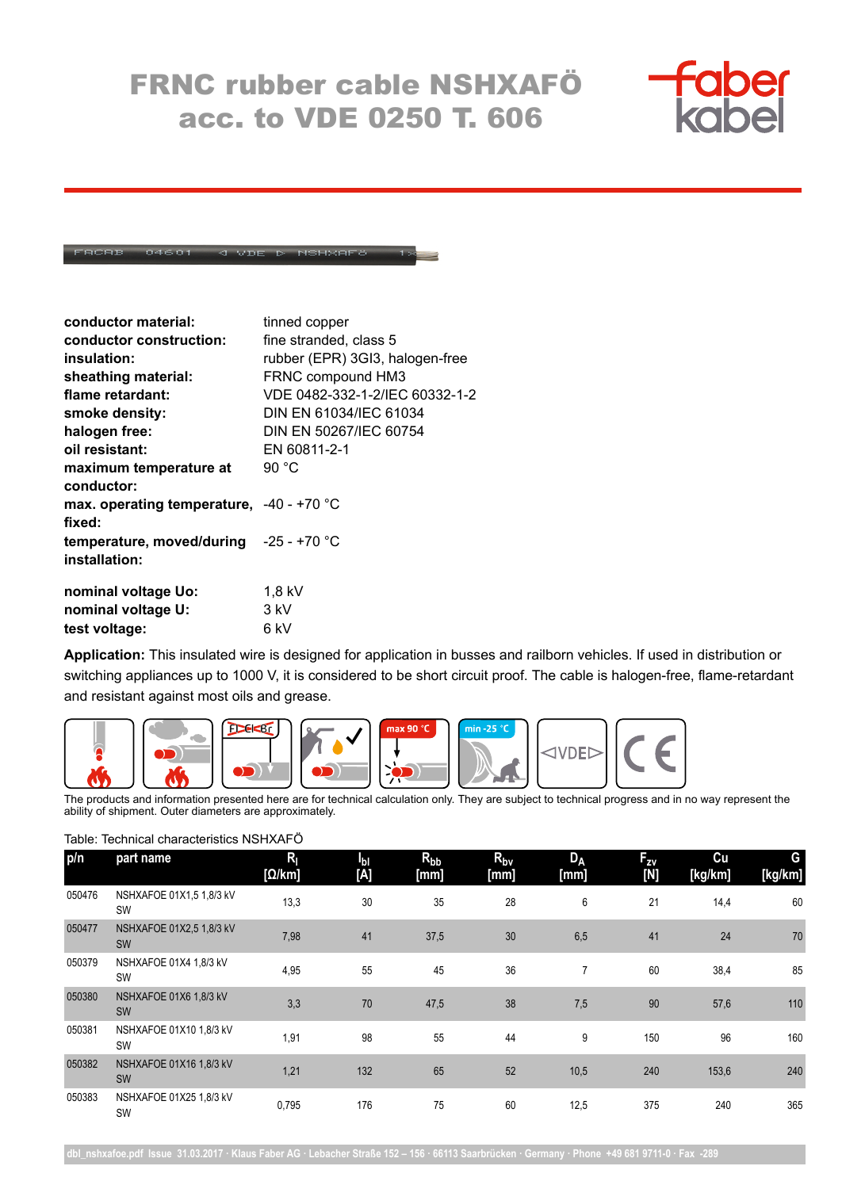# FRNC rubber cable NSHXAFÖ acc. to VDE 0250 T. 606

| | |
|---|---|
| **conductor material:** | tinned copper |
| **conductor construction:** | fine stranded, class 5 |
| **insulation:** | rubber (EPR) 3GI3, halogen-free |
| **sheathing material:** | FRNC compound HM3 |
| **flame retardant:** | VDE 0482-332-1-2/IEC 60332-1-2 |
| **smoke density:** | DIN EN 61034/IEC 61034 |
| **halogen free:** | DIN EN 50267/IEC 60754 |
| **oil resistant:** | EN 60811-2-1 |
| **maximum temperature at conductor:** | 90 °C |
| **max. operating temperature, fixed:** | -40 - +70 °C |
| **temperature, moved/during installation:** | -25 - +70 °C |
| **nominal voltage Uo:** | 1,8 kV |
| **nominal voltage U:** | 3 kV |
| **test voltage:** | 6 kV |

**Application:** This insulated wire is designed for application in busses and railborn vehicles. If used in distribution or switching appliances up to 1000 V, it is considered to be short circuit proof. The cable is halogen-free, flame-retardant and resistant against most oils and grease.

The products and information presented here are for technical calculation only. They are subject to technical progress and in no way represent the ability of shipment. Outer diameters are approximately.

Table: Technical characteristics NSHXAFÖ

| p/n | part name | $R_l$ [Ω/km] | $I_{bl}$ [A] | $R_{bb}$ [mm] | $R_{bv}$ [mm] | $D_A$ [mm] | $F_{zv}$ [N] | Cu [kg/km] | G [kg/km] |
|---|---|---|---|---|---|---|---|---|---|
| 050476 | NSHXAFOE 01X1,5 1,8/3 kV SW | 13,3 | 30 | 35 | 28 | 6 | 21 | 14,4 | 60 |
| 050477 | NSHXAFOE 01X2,5 1,8/3 kV SW | 7,98 | 41 | 37,5 | 30 | 6,5 | 41 | 24 | 70 |
| 050379 | NSHXAFOE 01X4 1,8/3 kV SW | 4,95 | 55 | 45 | 36 | 7 | 60 | 38,4 | 85 |
| 050380 | NSHXAFOE 01X6 1,8/3 kV SW | 3,3 | 70 | 47,5 | 38 | 7,5 | 90 | 57,6 | 110 |
| 050381 | NSHXAFOE 01X10 1,8/3 kV SW | 1,91 | 98 | 55 | 44 | 9 | 150 | 96 | 160 |
| 050382 | NSHXAFOE 01X16 1,8/3 kV SW | 1,21 | 132 | 65 | 52 | 10,5 | 240 | 153,6 | 240 |
| 050383 | NSHXAFOE 01X25 1,8/3 kV SW | 0,795 | 176 | 75 | 60 | 12,5 | 375 | 240 | 365 |

dbl_nshxafoe.pdf Issue 31.03.2017 · Klaus Faber AG · Lebacher Straße 152 – 156 · 66113 Saarbrücken · Germany · Phone +49 681 9711-0 · Fax -289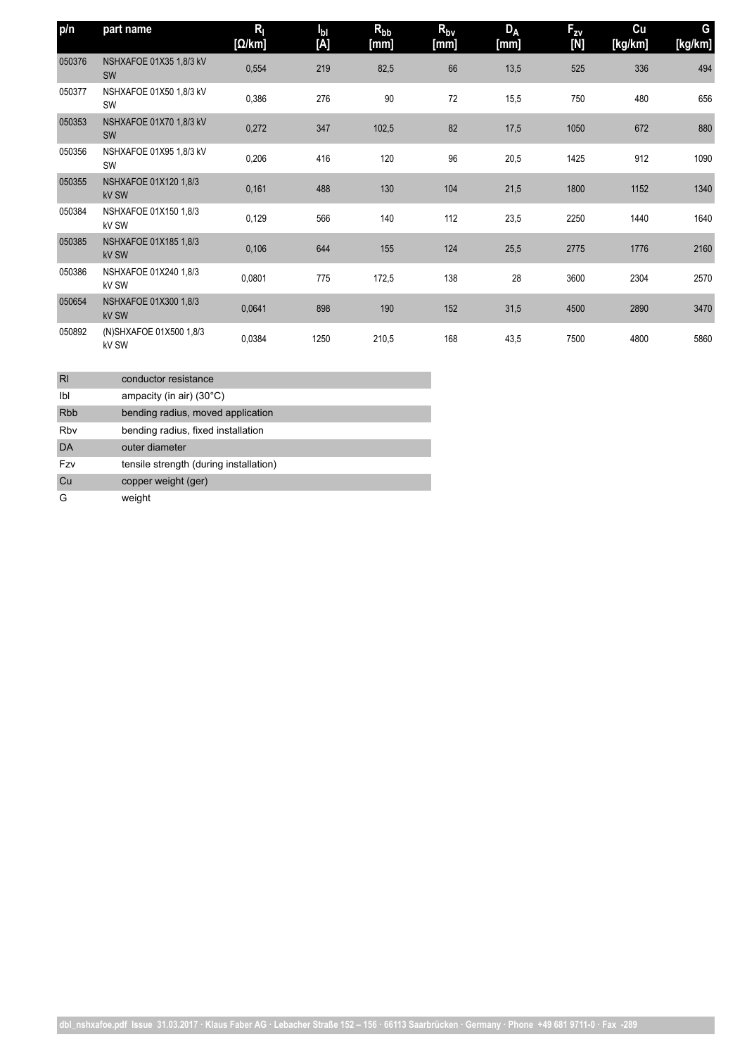| p/n | part name | $R_l$ [Ω/km] | $I_{bl}$ [A] | $R_{bb}$ [mm] | $R_{bv}$ [mm] | $D_A$ [mm] | $F_{zv}$ [N] | Cu [kg/km] | G [kg/km] |
|---|---|---|---|---|---|---|---|---|---|
| 050376 | NSHXAFOE 01X35 1,8/3 kV SW | 0,554 | 219 | 82,5 | 66 | 13,5 | 525 | 336 | 494 |
| 050377 | NSHXAFOE 01X50 1,8/3 kV SW | 0,386 | 276 | 90 | 72 | 15,5 | 750 | 480 | 656 |
| 050353 | NSHXAFOE 01X70 1,8/3 kV SW | 0,272 | 347 | 102,5 | 82 | 17,5 | 1050 | 672 | 880 |
| 050356 | NSHXAFOE 01X95 1,8/3 kV SW | 0,206 | 416 | 120 | 96 | 20,5 | 1425 | 912 | 1090 |
| 050355 | NSHXAFOE 01X120 1,8/3 kV SW | 0,161 | 488 | 130 | 104 | 21,5 | 1800 | 1152 | 1340 |
| 050384 | NSHXAFOE 01X150 1,8/3 kV SW | 0,129 | 566 | 140 | 112 | 23,5 | 2250 | 1440 | 1640 |
| 050385 | NSHXAFOE 01X185 1,8/3 kV SW | 0,106 | 644 | 155 | 124 | 25,5 | 2775 | 1776 | 2160 |
| 050386 | NSHXAFOE 01X240 1,8/3 kV SW | 0,0801 | 775 | 172,5 | 138 | 28 | 3600 | 2304 | 2570 |
| 050654 | NSHXAFOE 01X300 1,8/3 kV SW | 0,0641 | 898 | 190 | 152 | 31,5 | 4500 | 2890 | 3470 |
| 050892 | (N)SHXAFOE 01X500 1,8/3 kV SW | 0,0384 | 1250 | 210,5 | 168 | 43,5 | 7500 | 4800 | 5860 |

| | |
|---|---|
| Rl | conductor resistance |
| Ibl | ampacity (in air) (30°C) |
| Rbb | bending radius, moved application |
| Rbv | bending radius, fixed installation |
| DA | outer diameter |
| Fzv | tensile strength (during installation) |
| Cu | copper weight (ger) |
| G | weight |